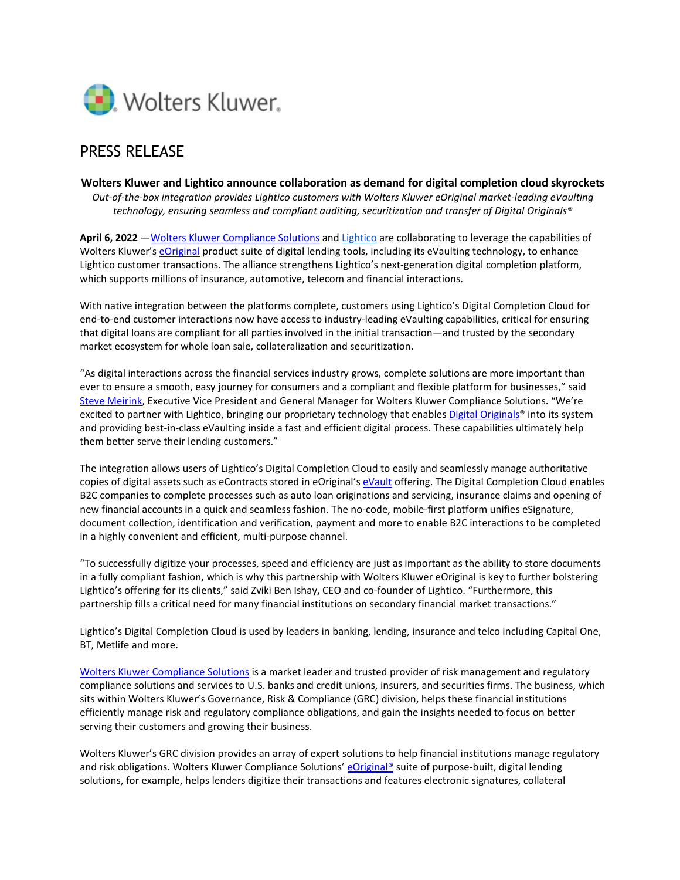Wolters Kluwer

# PRESS RELEASE

**Wolters Kluwer and Lightico announce collaboration as demand for digital completion cloud skyrockets**

*Out-of-the-box integration provides Lightico customers with Wolters Kluwer eOriginal market-leading eVaulting technology, ensuring seamless and compliant auditing, securitization and transfer of Digital Originals®*

**April 6, 2022** —Wolters Kluwer Compliance Solutions and Lightico are collaborating to leverage the capabilities of Wolters Kluwer's eOriginal product suite of digital lending tools, including its eVaulting technology, to enhance Lightico customer transactions. The alliance strengthens Lightico's next-generation digital completion platform, which supports millions of insurance, automotive, telecom and financial interactions.

With native integration between the platforms complete, customers using Lightico's Digital Completion Cloud for end-to-end customer interactions now have access to industry-leading eVaulting capabilities, critical for ensuring that digital loans are compliant for all parties involved in the initial transaction—and trusted by the secondary market ecosystem for whole loan sale, collateralization and securitization.

"As digital interactions across the financial services industry grows, complete solutions are more important than ever to ensure a smooth, easy journey for consumers and a compliant and flexible platform for businesses," said Steve Meirink, Executive Vice President and General Manager for Wolters Kluwer Compliance Solutions. "We're excited to partner with Lightico, bringing our proprietary technology that enables Digital Originals® into its system and providing best-in-class eVaulting inside a fast and efficient digital process. These capabilities ultimately help them better serve their lending customers."

The integration allows users of Lightico's Digital Completion Cloud to easily and seamlessly manage authoritative copies of digital assets such as eContracts stored in eOriginal's eVault offering. The Digital Completion Cloud enables B2C companies to complete processes such as auto loan originations and servicing, insurance claims and opening of new financial accounts in a quick and seamless fashion. The no-code, mobile-first platform unifies eSignature, document collection, identification and verification, payment and more to enable B2C interactions to be completed in a highly convenient and efficient, multi-purpose channel.

"To successfully digitize your processes, speed and efficiency are just as important as the ability to store documents in a fully compliant fashion, which is why this partnership with Wolters Kluwer eOriginal is key to further bolstering Lightico's offering for its clients," said Zviki Ben Ishay, CEO and co-founder of Lightico. "Furthermore, this partnership fills a critical need for many financial institutions on secondary financial market transactions."

Lightico's Digital Completion Cloud is used by leaders in banking, lending, insurance and telco including Capital One, BT, Metlife and more.

Wolters Kluwer Compliance Solutions is a market leader and trusted provider of risk management and regulatory compliance solutions and services to U.S. banks and credit unions, insurers, and securities firms. The business, which sits within Wolters Kluwer's Governance, Risk & Compliance (GRC) division, helps these financial institutions efficiently manage risk and regulatory compliance obligations, and gain the insights needed to focus on better serving their customers and growing their business.

Wolters Kluwer's GRC division provides an array of expert solutions to help financial institutions manage regulatory and risk obligations. Wolters Kluwer Compliance Solutions' eOriginal® suite of purpose-built, digital lending solutions, for example, helps lenders digitize their transactions and features electronic signatures, collateral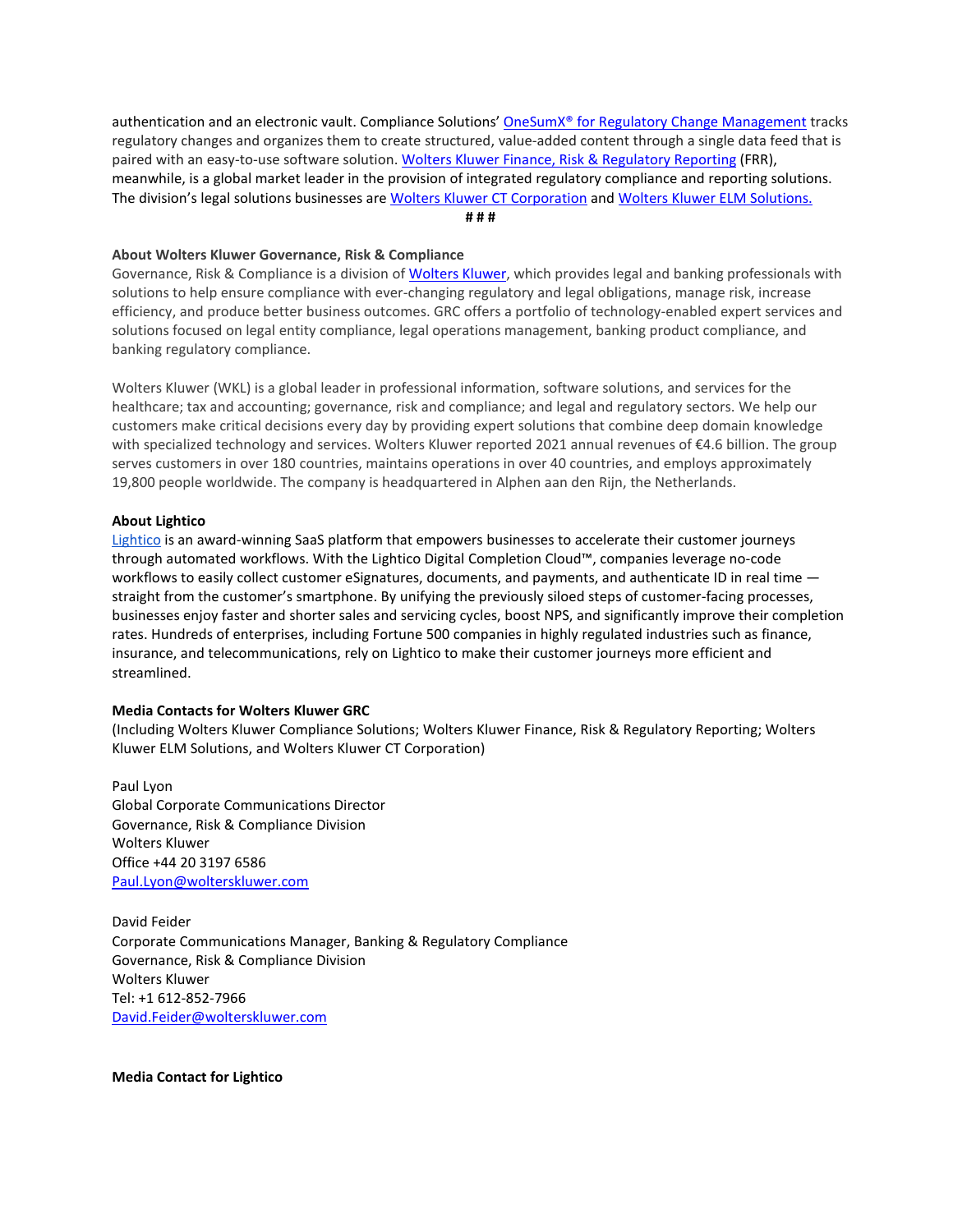authentication and an electronic vault. Compliance Solutions' [OneSumX® for Regulatory Change Management](#) tracks regulatory changes and organizes them to create structured, value-added content through a single data feed that is paired with an easy-to-use software solution. [Wolters Kluwer Finance, Risk & Regulatory Reporting](#) (FRR), meanwhile, is a global market leader in the provision of integrated regulatory compliance and reporting solutions. The division's legal solutions businesses are [Wolters Kluwer CT Corporation](#) and [Wolters Kluwer ELM Solutions.](#)

# # #

**About Wolters Kluwer Governance, Risk & Compliance**

Governance, Risk & Compliance is a division of [Wolters Kluwer](#), which provides legal and banking professionals with solutions to help ensure compliance with ever-changing regulatory and legal obligations, manage risk, increase efficiency, and produce better business outcomes. GRC offers a portfolio of technology-enabled expert services and solutions focused on legal entity compliance, legal operations management, banking product compliance, and banking regulatory compliance.

Wolters Kluwer (WKL) is a global leader in professional information, software solutions, and services for the healthcare; tax and accounting; governance, risk and compliance; and legal and regulatory sectors. We help our customers make critical decisions every day by providing expert solutions that combine deep domain knowledge with specialized technology and services. Wolters Kluwer reported 2021 annual revenues of €4.6 billion. The group serves customers in over 180 countries, maintains operations in over 40 countries, and employs approximately 19,800 people worldwide. The company is headquartered in Alphen aan den Rijn, the Netherlands.

**About Lightico**

[Lightico](#) is an award-winning SaaS platform that empowers businesses to accelerate their customer journeys through automated workflows. With the Lightico Digital Completion Cloud™, companies leverage no-code workflows to easily collect customer eSignatures, documents, and payments, and authenticate ID in real time — straight from the customer's smartphone. By unifying the previously siloed steps of customer-facing processes, businesses enjoy faster and shorter sales and servicing cycles, boost NPS, and significantly improve their completion rates. Hundreds of enterprises, including Fortune 500 companies in highly regulated industries such as finance, insurance, and telecommunications, rely on Lightico to make their customer journeys more efficient and streamlined.

**Media Contacts for Wolters Kluwer GRC**

(Including Wolters Kluwer Compliance Solutions; Wolters Kluwer Finance, Risk & Regulatory Reporting; Wolters Kluwer ELM Solutions, and Wolters Kluwer CT Corporation)

Paul Lyon
Global Corporate Communications Director
Governance, Risk & Compliance Division
Wolters Kluwer
Office +44 20 3197 6586
[Paul.Lyon@wolterskluwer.com](mailto:Paul.Lyon@wolterskluwer.com)

David Feider
Corporate Communications Manager, Banking & Regulatory Compliance
Governance, Risk & Compliance Division
Wolters Kluwer
Tel: +1 612-852-7966
[David.Feider@wolterskluwer.com](mailto:David.Feider@wolterskluwer.com)

**Media Contact for Lightico**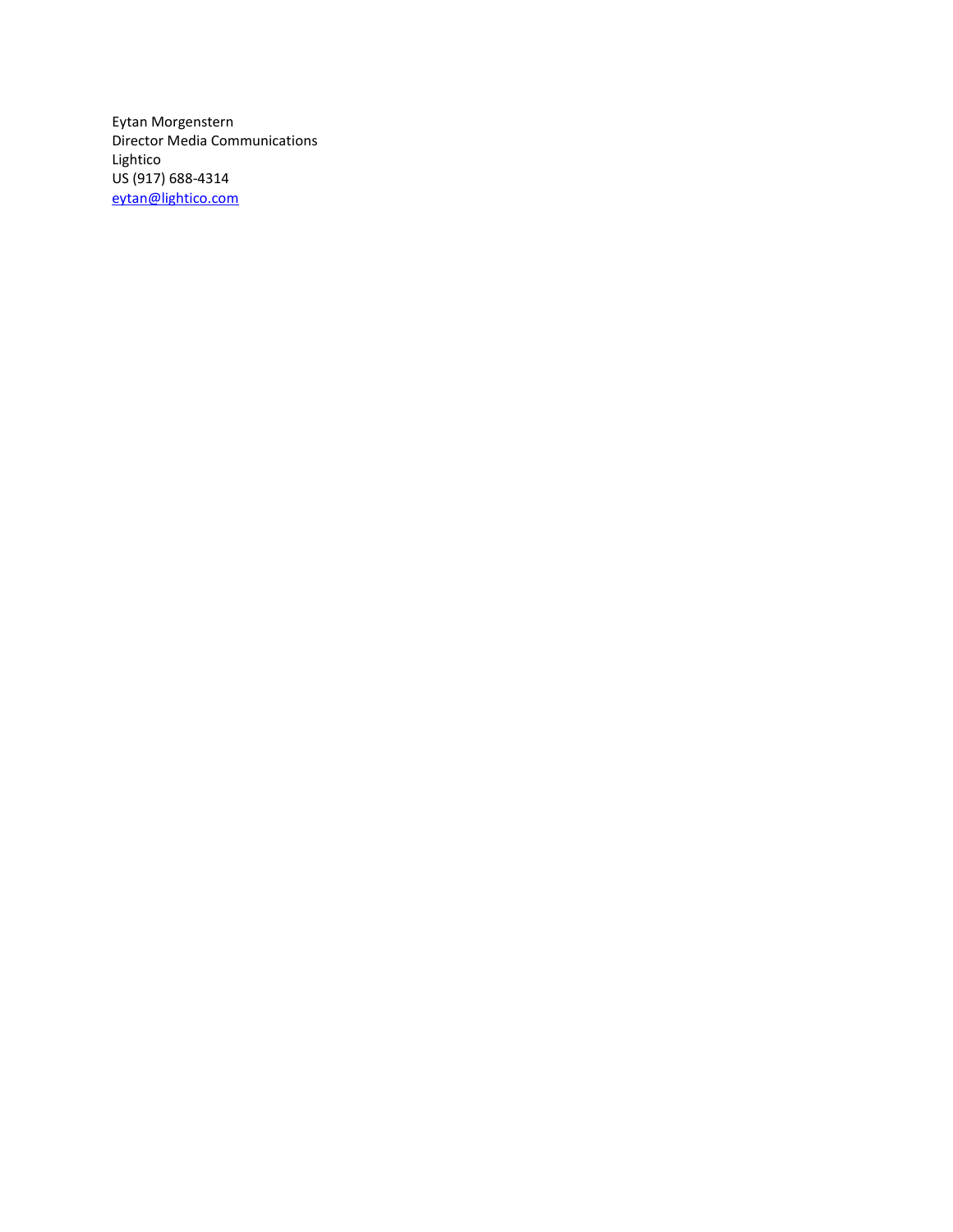Eytan Morgenstern
Director Media Communications
Lightico
US (917) 688-4314
[eytan@lightico.com](mailto:eytan@lightico.com)